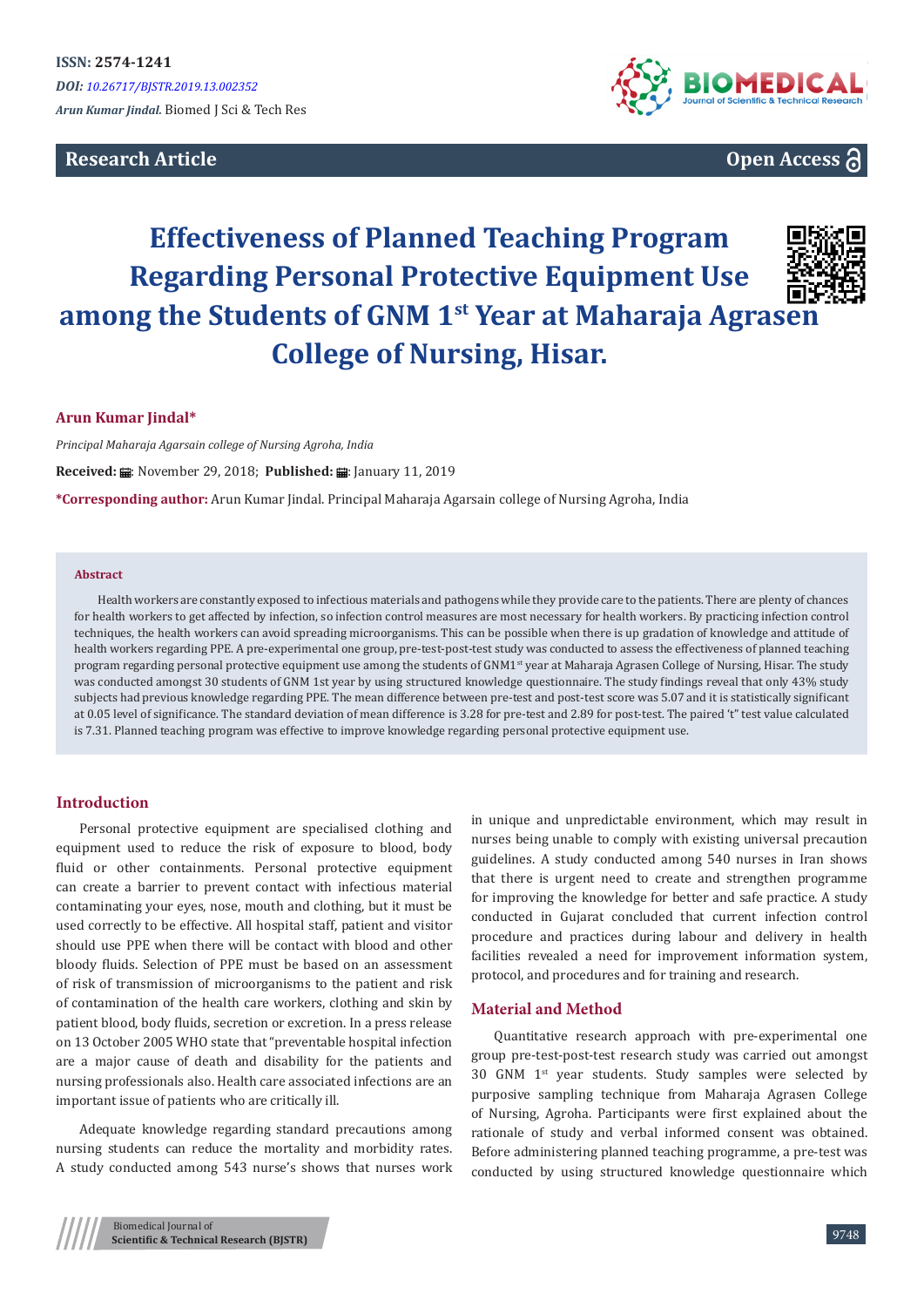ISSN: 2574-1241

*DOI: 10.26717/BJSTR.2019.13.002352*

*Arun Kumar Jindal.* Biomed J Sci & Tech Res

**Research Article** **Open Access**

# Effectiveness of Planned Teaching Program Regarding Personal Protective Equipment Use among the Students of GNM 1st Year at Maharaja Agrasen College of Nursing, Hisar.

**Arun Kumar Jindal***

*Principal Maharaja Agarsain college of Nursing Agroha, India*

**Received:** November 29, 2018; **Published:** January 11, 2019

***Corresponding author:** Arun Kumar Jindal. Principal Maharaja Agarsain college of Nursing Agroha, India

### Abstract

Health workers are constantly exposed to infectious materials and pathogens while they provide care to the patients. There are plenty of chances for health workers to get affected by infection, so infection control measures are most necessary for health workers. By practicing infection control techniques, the health workers can avoid spreading microorganisms. This can be possible when there is up gradation of knowledge and attitude of health workers regarding PPE. A pre-experimental one group, pre-test-post-test study was conducted to assess the effectiveness of planned teaching program regarding personal protective equipment use among the students of GNM1st year at Maharaja Agrasen College of Nursing, Hisar. The study was conducted amongst 30 students of GNM 1st year by using structured knowledge questionnaire. The study findings reveal that only 43% study subjects had previous knowledge regarding PPE. The mean difference between pre-test and post-test score was 5.07 and it is statistically significant at 0.05 level of significance. The standard deviation of mean difference is 3.28 for pre-test and 2.89 for post-test. The paired 't" test value calculated is 7.31. Planned teaching program was effective to improve knowledge regarding personal protective equipment use.

## Introduction

Personal protective equipment are specialised clothing and equipment used to reduce the risk of exposure to blood, body fluid or other containments. Personal protective equipment can create a barrier to prevent contact with infectious material contaminating your eyes, nose, mouth and clothing, but it must be used correctly to be effective. All hospital staff, patient and visitor should use PPE when there will be contact with blood and other bloody fluids. Selection of PPE must be based on an assessment of risk of transmission of microorganisms to the patient and risk of contamination of the health care workers, clothing and skin by patient blood, body fluids, secretion or excretion. In a press release on 13 October 2005 WHO state that "preventable hospital infection are a major cause of death and disability for the patients and nursing professionals also. Health care associated infections are an important issue of patients who are critically ill.

Adequate knowledge regarding standard precautions among nursing students can reduce the mortality and morbidity rates. A study conducted among 543 nurse's shows that nurses work in unique and unpredictable environment, which may result in nurses being unable to comply with existing universal precaution guidelines. A study conducted among 540 nurses in Iran shows that there is urgent need to create and strengthen programme for improving the knowledge for better and safe practice. A study conducted in Gujarat concluded that current infection control procedure and practices during labour and delivery in health facilities revealed a need for improvement information system, protocol, and procedures and for training and research.

## Material and Method

Quantitative research approach with pre-experimental one group pre-test-post-test research study was carried out amongst 30 GNM 1st year students. Study samples were selected by purposive sampling technique from Maharaja Agrasen College of Nursing, Agroha. Participants were first explained about the rationale of study and verbal informed consent was obtained. Before administering planned teaching programme, a pre-test was conducted by using structured knowledge questionnaire which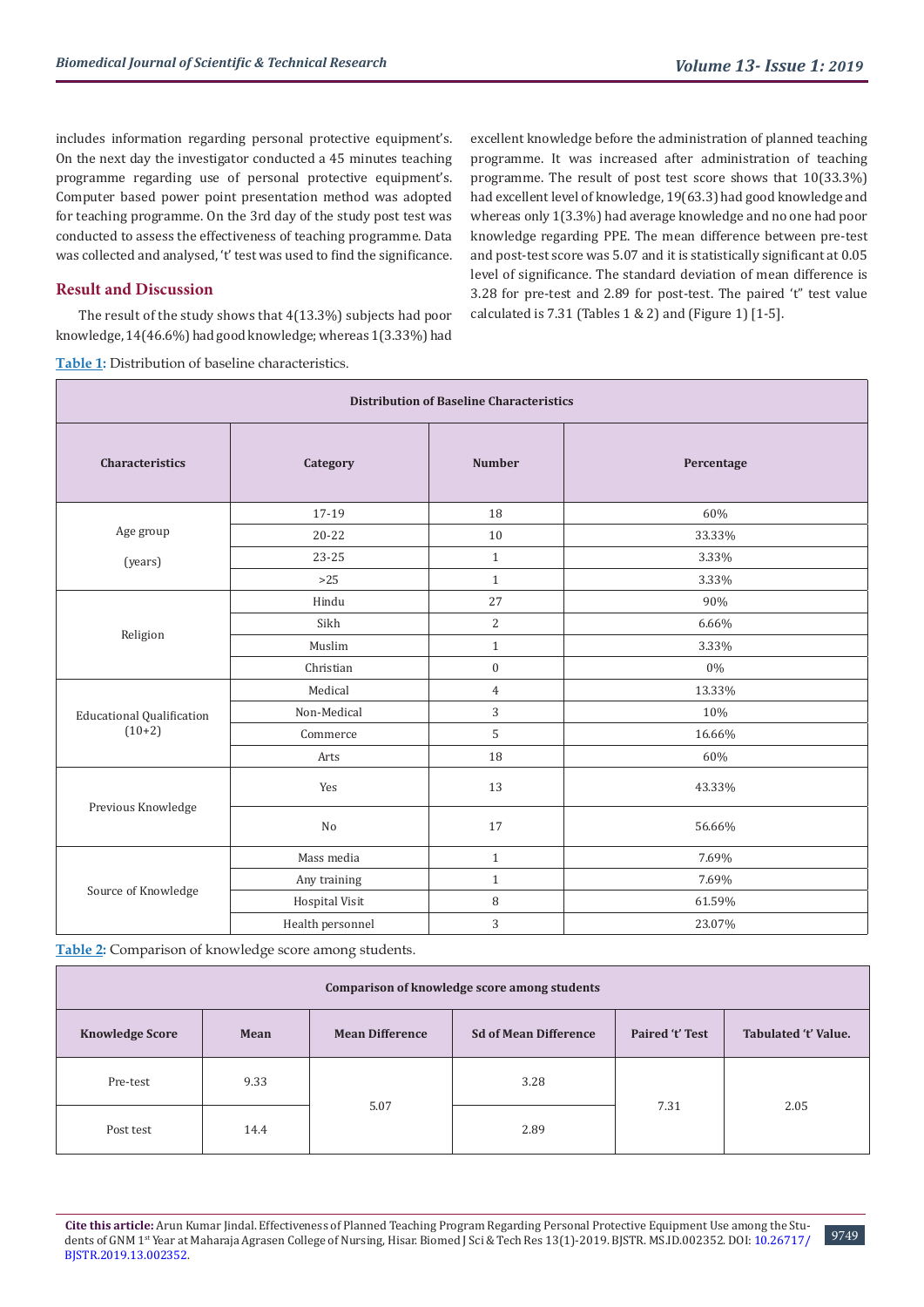includes information regarding personal protective equipment's. On the next day the investigator conducted a 45 minutes teaching programme regarding use of personal protective equipment's. Computer based power point presentation method was adopted for teaching programme. On the 3rd day of the study post test was conducted to assess the effectiveness of teaching programme. Data was collected and analysed, 't' test was used to find the significance.

## Result and Discussion

The result of the study shows that 4(13.3%) subjects had poor knowledge, 14(46.6%) had good knowledge; whereas 1(3.33%) had excellent knowledge before the administration of planned teaching programme. It was increased after administration of teaching programme. The result of post test score shows that 10(33.3%) had excellent level of knowledge, 19(63.3) had good knowledge and whereas only 1(3.3%) had average knowledge and no one had poor knowledge regarding PPE. The mean difference between pre-test and post-test score was 5.07 and it is statistically significant at 0.05 level of significance. The standard deviation of mean difference is 3.28 for pre-test and 2.89 for post-test. The paired "t" test value calculated is 7.31 (Tables 1 & 2) and (Figure 1) [1-5].

**Table 1:** Distribution of baseline characteristics.

| Distribution of Baseline Characteristics | | | |
|---|---|---|---|
| **Characteristics** | **Category** | **Number** | **Percentage** |
| Age group (years) | 17-19 | 18 | 60% |
| | 20-22 | 10 | 33.33% |
| | 23-25 | 1 | 3.33% |
| | >25 | 1 | 3.33% |
| Religion | Hindu | 27 | 90% |
| | Sikh | 2 | 6.66% |
| | Muslim | 1 | 3.33% |
| | Christian | 0 | 0% |
| Educational Qualification (10+2) | Medical | 4 | 13.33% |
| | Non-Medical | 3 | 10% |
| | Commerce | 5 | 16.66% |
| | Arts | 18 | 60% |
| Previous Knowledge | Yes | 13 | 43.33% |
| | No | 17 | 56.66% |
| Source of Knowledge | Mass media | 1 | 7.69% |
| | Any training | 1 | 7.69% |
| | Hospital Visit | 8 | 61.59% |
| | Health personnel | 3 | 23.07% |

**Table 2:** Comparison of knowledge score among students.

| Comparison of knowledge score among students | | | | | |
|---|---|---|---|---|---|
| **Knowledge Score** | **Mean** | **Mean Difference** | **Sd of Mean Difference** | **Paired 't' Test** | **Tabulated 't' Value.** |
| Pre-test | 9.33 | 5.07 | 3.28 | 7.31 | 2.05 |
| Post test | 14.4 | | 2.89 | | |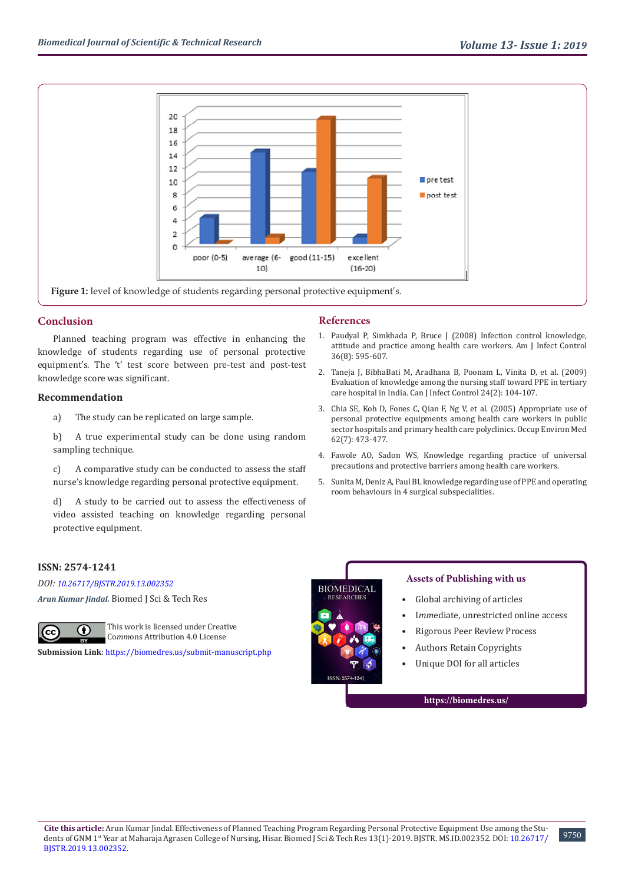20
18
16
14
12
10
8
6
4
2
0

poor (0-5)
average (6-10)
good (11-15)
excellent (16-20)

pre test
post test

**Figure 1:** level of knowledge of students regarding personal protective equipment's.

## Conclusion

Planned teaching program was effective in enhancing the knowledge of students regarding use of personal protective equipment's. The 't' test score between pre-test and post-test knowledge score was significant.

## Recommendation

a) The study can be replicated on large sample.

b) A true experimental study can be done using random sampling technique.

c) A comparative study can be conducted to assess the staff nurse's knowledge regarding personal protective equipment.

d) A study to be carried out to assess the effectiveness of video assisted teaching on knowledge regarding personal protective equipment.

## References

1. Paudyal P, Simkhada P, Bruce J (2008) Infection control knowledge, attitude and practice among health care workers. Am J Infect Control 36(8): 595-607.
2. Taneja J, BibhaBati M, Aradhana B, Poonam L, Vinita D, et al. (2009) Evaluation of knowledge among the nursing staff toward PPE in tertiary care hospital in India. Can J Infect Control 24(2): 104-107.
3. Chia SE, Koh D, Fones C, Qian F, Ng V, et al. (2005) Appropriate use of personal protective equipments among health care workers in public sector hospitals and primary health care polyclinics. Occup Environ Med 62(7): 473-477.
4. Fawole AO, Sadon WS, Knowledge regarding practice of universal precautions and protective barriers among health care workers.
5. Sunita M, Deniz A, Paul BL knowledge regarding use of PPE and operating room behaviours in 4 surgical subspecialities.

**ISSN: 2574-1241**

*DOI: 10.26717/BJSTR.2019.13.002352*

***Arun Kumar Jindal.*** Biomed J Sci & Tech Res

This work is licensed under Creative Commons Attribution 4.0 License

**Submission Link**: https://biomedres.us/submit-manuscript.php

**Assets of Publishing with us**

- Global archiving of articles
- Immediate, unrestricted online access
- Rigorous Peer Review Process
- Authors Retain Copyrights
- Unique DOI for all articles

**https://biomedres.us/**

**Cite this article:** Arun Kumar Jindal. Effectiveness of Planned Teaching Program Regarding Personal Protective Equipment Use among the Students of GNM 1st Year at Maharaja Agrasen College of Nursing, Hisar. Biomed J Sci & Tech Res 13(1)-2019. BJSTR. MS.ID.002352. DOI: 10.26717/BJSTR.2019.13.002352.